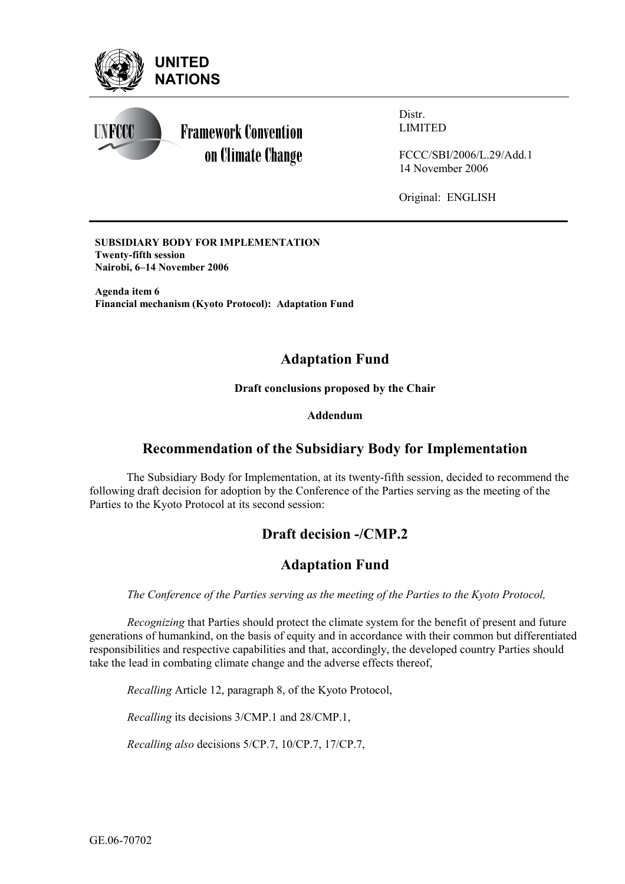**UNITED NATIONS**

**Framework Convention on Climate Change**

Distr.
LIMITED

FCCC/SBI/2006/L.29/Add.1
14 November 2006

Original: ENGLISH

**SUBSIDIARY BODY FOR IMPLEMENTATION**
**Twenty-fifth session**
**Nairobi, 6–14 November 2006**

**Agenda item 6**
**Financial mechanism (Kyoto Protocol): Adaptation Fund**

# Adaptation Fund

**Draft conclusions proposed by the Chair**

**Addendum**

## Recommendation of the Subsidiary Body for Implementation

The Subsidiary Body for Implementation, at its twenty-fifth session, decided to recommend the following draft decision for adoption by the Conference of the Parties serving as the meeting of the Parties to the Kyoto Protocol at its second session:

## Draft decision -/CMP.2

## Adaptation Fund

*The Conference of the Parties serving as the meeting of the Parties to the Kyoto Protocol,*

*Recognizing* that Parties should protect the climate system for the benefit of present and future generations of humankind, on the basis of equity and in accordance with their common but differentiated responsibilities and respective capabilities and that, accordingly, the developed country Parties should take the lead in combating climate change and the adverse effects thereof,

*Recalling* Article 12, paragraph 8, of the Kyoto Protocol,

*Recalling* its decisions 3/CMP.1 and 28/CMP.1,

*Recalling also* decisions 5/CP.7, 10/CP.7, 17/CP.7,

GE.06-70702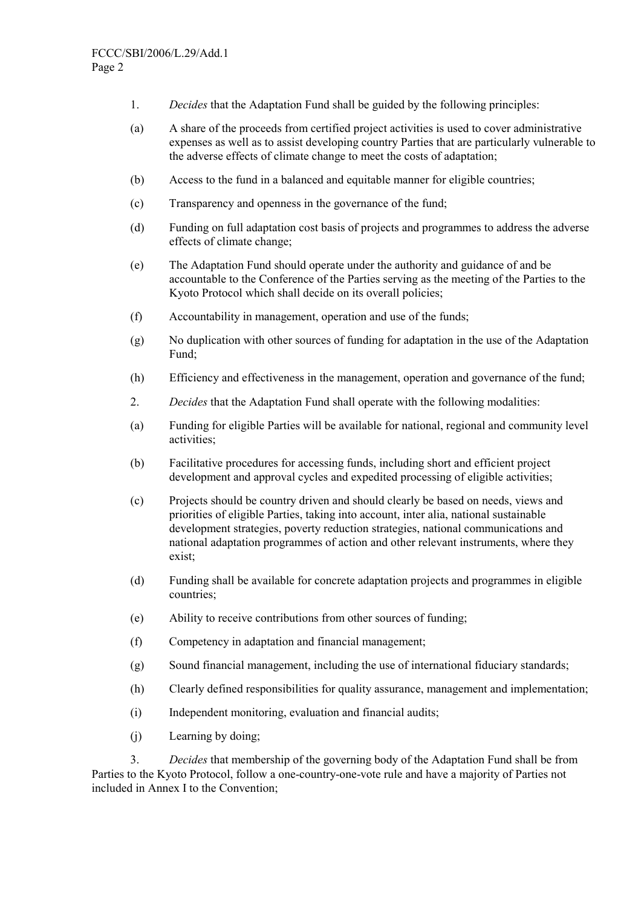1. *Decides* that the Adaptation Fund shall be guided by the following principles:

(a) A share of the proceeds from certified project activities is used to cover administrative expenses as well as to assist developing country Parties that are particularly vulnerable to the adverse effects of climate change to meet the costs of adaptation;

(b) Access to the fund in a balanced and equitable manner for eligible countries;

(c) Transparency and openness in the governance of the fund;

(d) Funding on full adaptation cost basis of projects and programmes to address the adverse effects of climate change;

(e) The Adaptation Fund should operate under the authority and guidance of and be accountable to the Conference of the Parties serving as the meeting of the Parties to the Kyoto Protocol which shall decide on its overall policies;

(f) Accountability in management, operation and use of the funds;

(g) No duplication with other sources of funding for adaptation in the use of the Adaptation Fund;

(h) Efficiency and effectiveness in the management, operation and governance of the fund;

2. *Decides* that the Adaptation Fund shall operate with the following modalities:

(a) Funding for eligible Parties will be available for national, regional and community level activities;

(b) Facilitative procedures for accessing funds, including short and efficient project development and approval cycles and expedited processing of eligible activities;

(c) Projects should be country driven and should clearly be based on needs, views and priorities of eligible Parties, taking into account, inter alia, national sustainable development strategies, poverty reduction strategies, national communications and national adaptation programmes of action and other relevant instruments, where they exist;

(d) Funding shall be available for concrete adaptation projects and programmes in eligible countries;

(e) Ability to receive contributions from other sources of funding;

(f) Competency in adaptation and financial management;

(g) Sound financial management, including the use of international fiduciary standards;

(h) Clearly defined responsibilities for quality assurance, management and implementation;

(i) Independent monitoring, evaluation and financial audits;

(j) Learning by doing;

3. *Decides* that membership of the governing body of the Adaptation Fund shall be from Parties to the Kyoto Protocol, follow a one-country-one-vote rule and have a majority of Parties not included in Annex I to the Convention;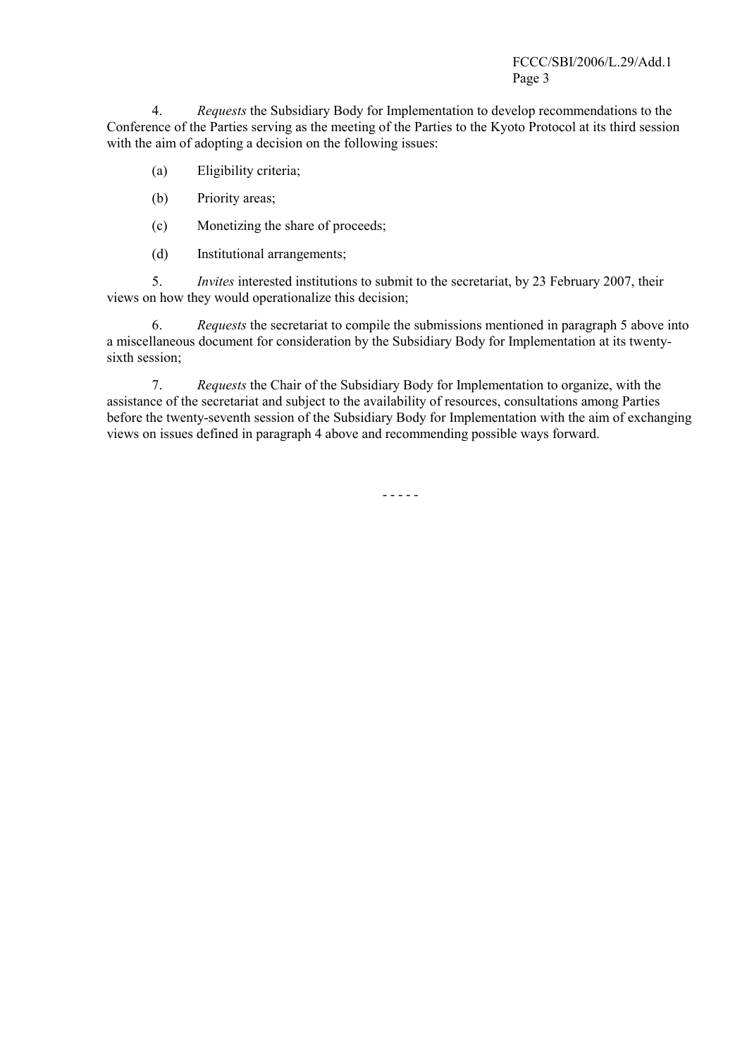4. *Requests* the Subsidiary Body for Implementation to develop recommendations to the Conference of the Parties serving as the meeting of the Parties to the Kyoto Protocol at its third session with the aim of adopting a decision on the following issues:

(a) Eligibility criteria;

(b) Priority areas;

(c) Monetizing the share of proceeds;

(d) Institutional arrangements;

5. *Invites* interested institutions to submit to the secretariat, by 23 February 2007, their views on how they would operationalize this decision;

6. *Requests* the secretariat to compile the submissions mentioned in paragraph 5 above into a miscellaneous document for consideration by the Subsidiary Body for Implementation at its twenty-sixth session;

7. *Requests* the Chair of the Subsidiary Body for Implementation to organize, with the assistance of the secretariat and subject to the availability of resources, consultations among Parties before the twenty-seventh session of the Subsidiary Body for Implementation with the aim of exchanging views on issues defined in paragraph 4 above and recommending possible ways forward.

- - - - -